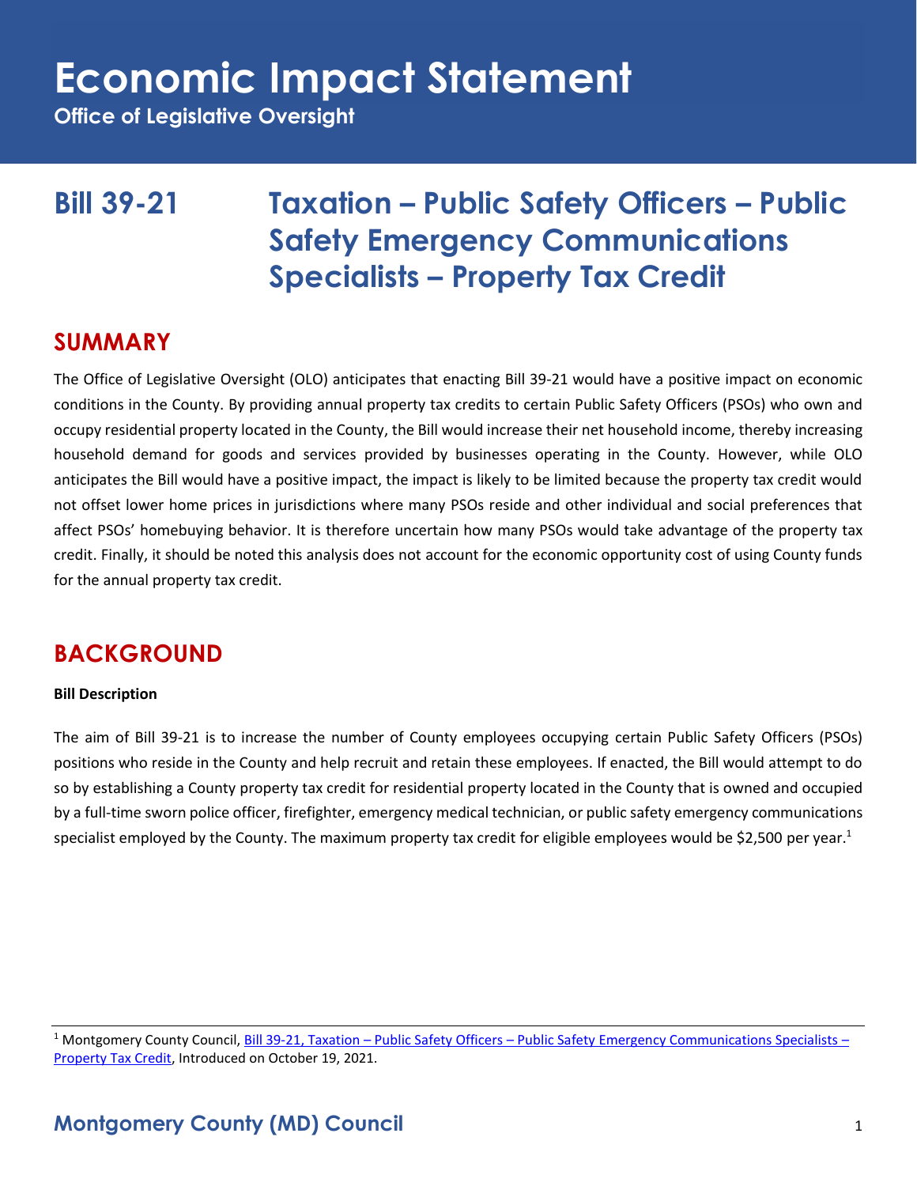# Economic Impact Statement

**Office of Legislative Oversight**

# Bill 39-21 Taxation – Public Safety Officers – Public Safety Emergency Communications Specialists – Property Tax Credit

## SUMMARY

The Office of Legislative Oversight (OLO) anticipates that enacting Bill 39-21 would have a positive impact on economic conditions in the County. By providing annual property tax credits to certain Public Safety Officers (PSOs) who own and occupy residential property located in the County, the Bill would increase their net household income, thereby increasing household demand for goods and services provided by businesses operating in the County. However, while OLO anticipates the Bill would have a positive impact, the impact is likely to be limited because the property tax credit would not offset lower home prices in jurisdictions where many PSOs reside and other individual and social preferences that affect PSOs' homebuying behavior. It is therefore uncertain how many PSOs would take advantage of the property tax credit. Finally, it should be noted this analysis does not account for the economic opportunity cost of using County funds for the annual property tax credit.

## BACKGROUND

**Bill Description**

The aim of Bill 39-21 is to increase the number of County employees occupying certain Public Safety Officers (PSOs) positions who reside in the County and help recruit and retain these employees. If enacted, the Bill would attempt to do so by establishing a County property tax credit for residential property located in the County that is owned and occupied by a full-time sworn police officer, firefighter, emergency medical technician, or public safety emergency communications specialist employed by the County. The maximum property tax credit for eligible employees would be $2,500 per year.[1]

[1] Montgomery County Council, Bill 39-21, Taxation – Public Safety Officers – Public Safety Emergency Communications Specialists – Property Tax Credit, Introduced on October 19, 2021.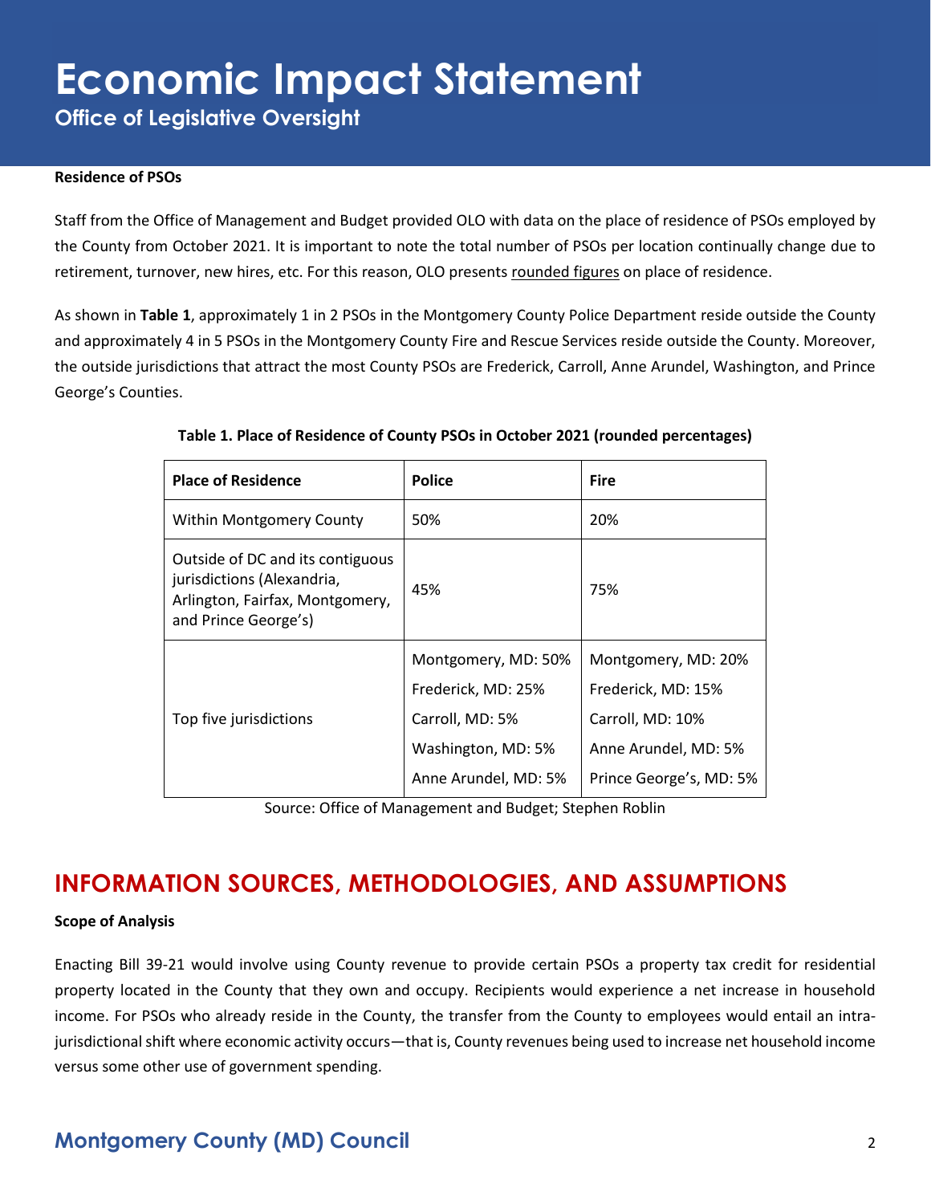**Residence of PSOs**

Staff from the Office of Management and Budget provided OLO with data on the place of residence of PSOs employed by the County from October 2021. It is important to note the total number of PSOs per location continually change due to retirement, turnover, new hires, etc. For this reason, OLO presents rounded figures on place of residence.

As shown in **Table 1**, approximately 1 in 2 PSOs in the Montgomery County Police Department reside outside the County and approximately 4 in 5 PSOs in the Montgomery County Fire and Rescue Services reside outside the County. Moreover, the outside jurisdictions that attract the most County PSOs are Frederick, Carroll, Anne Arundel, Washington, and Prince George's Counties.

**Table 1. Place of Residence of County PSOs in October 2021 (rounded percentages)**

| Place of Residence | Police | Fire |
|---|---|---|
| Within Montgomery County | 50% | 20% |
| Outside of DC and its contiguous jurisdictions (Alexandria, Arlington, Fairfax, Montgomery, and Prince George's) | 45% | 75% |
| Top five jurisdictions | Montgomery, MD: 50%<br>Frederick, MD: 25%<br>Carroll, MD: 5%<br>Washington, MD: 5%<br>Anne Arundel, MD: 5% | Montgomery, MD: 20%<br>Frederick, MD: 15%<br>Carroll, MD: 10%<br>Anne Arundel, MD: 5%<br>Prince George's, MD: 5% |

Source: Office of Management and Budget; Stephen Roblin

## INFORMATION SOURCES, METHODOLOGIES, AND ASSUMPTIONS

**Scope of Analysis**

Enacting Bill 39-21 would involve using County revenue to provide certain PSOs a property tax credit for residential property located in the County that they own and occupy. Recipients would experience a net increase in household income. For PSOs who already reside in the County, the transfer from the County to employees would entail an intra-jurisdictional shift where economic activity occurs—that is, County revenues being used to increase net household income versus some other use of government spending.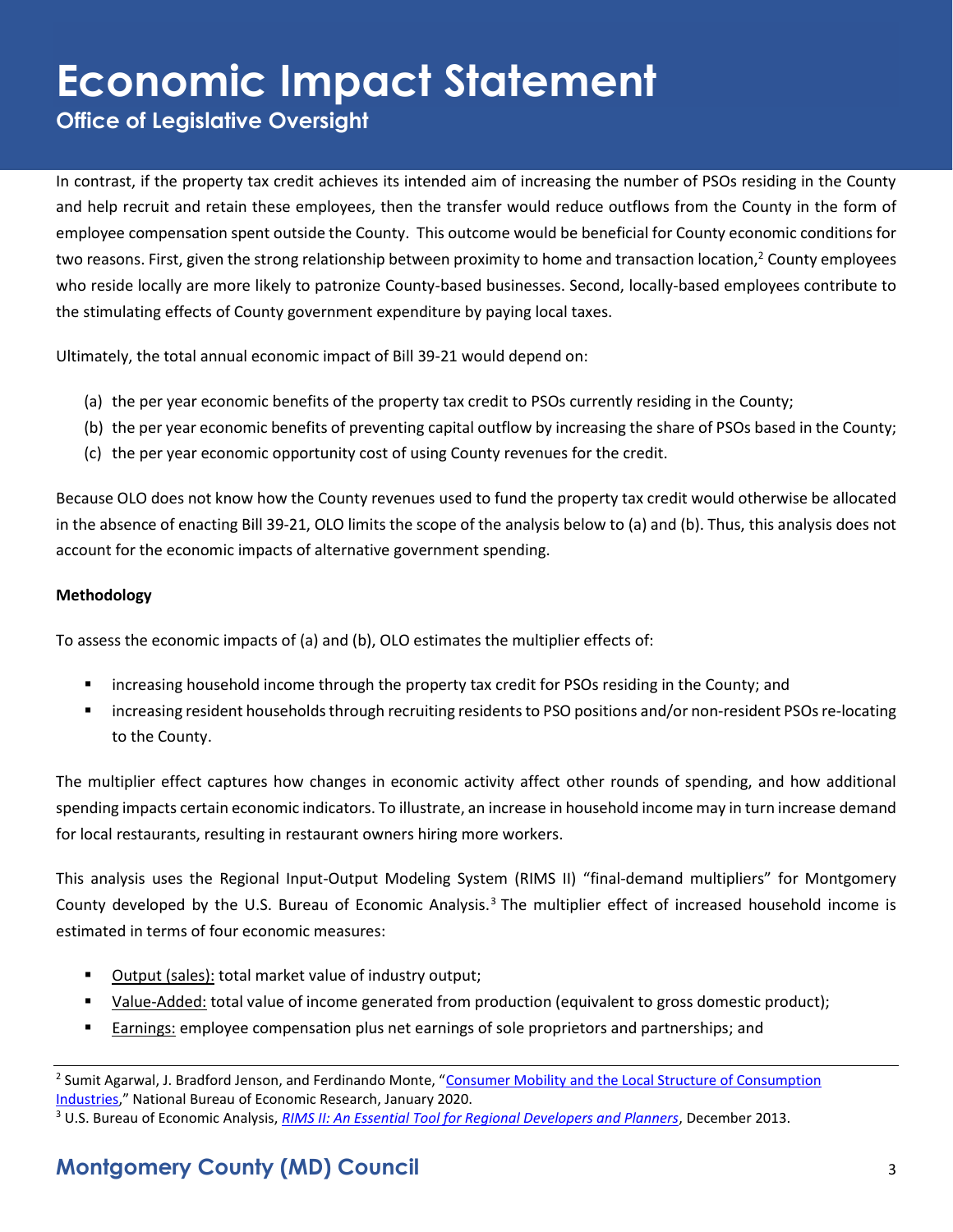In contrast, if the property tax credit achieves its intended aim of increasing the number of PSOs residing in the County and help recruit and retain these employees, then the transfer would reduce outflows from the County in the form of employee compensation spent outside the County. This outcome would be beneficial for County economic conditions for two reasons. First, given the strong relationship between proximity to home and transaction location,[2] County employees who reside locally are more likely to patronize County-based businesses. Second, locally-based employees contribute to the stimulating effects of County government expenditure by paying local taxes.

Ultimately, the total annual economic impact of Bill 39-21 would depend on:

(a) the per year economic benefits of the property tax credit to PSOs currently residing in the County;
(b) the per year economic benefits of preventing capital outflow by increasing the share of PSOs based in the County;
(c) the per year economic opportunity cost of using County revenues for the credit.

Because OLO does not know how the County revenues used to fund the property tax credit would otherwise be allocated in the absence of enacting Bill 39-21, OLO limits the scope of the analysis below to (a) and (b). Thus, this analysis does not account for the economic impacts of alternative government spending.

**Methodology**

To assess the economic impacts of (a) and (b), OLO estimates the multiplier effects of:

- increasing household income through the property tax credit for PSOs residing in the County; and
- increasing resident households through recruiting residents to PSO positions and/or non-resident PSOs re-locating to the County.

The multiplier effect captures how changes in economic activity affect other rounds of spending, and how additional spending impacts certain economic indicators. To illustrate, an increase in household income may in turn increase demand for local restaurants, resulting in restaurant owners hiring more workers.

This analysis uses the Regional Input-Output Modeling System (RIMS II) "final-demand multipliers" for Montgomery County developed by the U.S. Bureau of Economic Analysis.[3] The multiplier effect of increased household income is estimated in terms of four economic measures:

- Output (sales): total market value of industry output;
- Value-Added: total value of income generated from production (equivalent to gross domestic product);
- Earnings: employee compensation plus net earnings of sole proprietors and partnerships; and

---

[2] Sumit Agarwal, J. Bradford Jenson, and Ferdinando Monte, "Consumer Mobility and the Local Structure of Consumption Industries," National Bureau of Economic Research, January 2020.

[3] U.S. Bureau of Economic Analysis, *RIMS II: An Essential Tool for Regional Developers and Planners*, December 2013.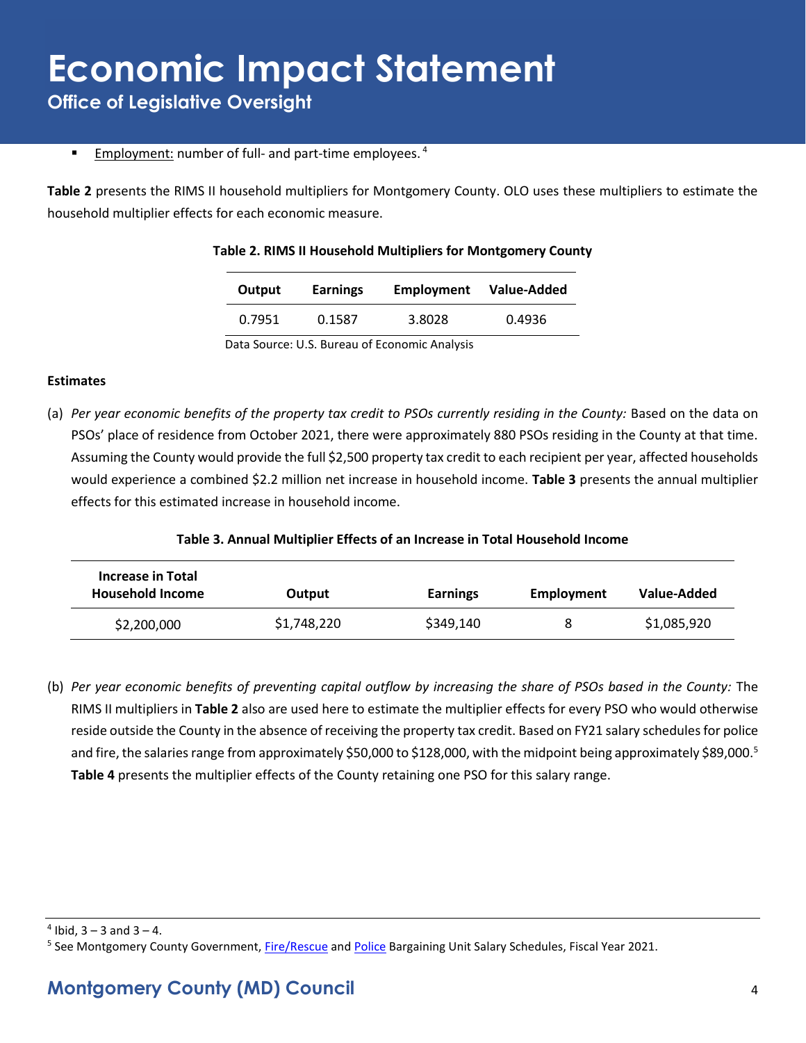- Employment: number of full- and part-time employees.[4]

**Table 2** presents the RIMS II household multipliers for Montgomery County. OLO uses these multipliers to estimate the household multiplier effects for each economic measure.

**Table 2. RIMS II Household Multipliers for Montgomery County**

| Output | Earnings | Employment | Value-Added |
|---|---|---|---|
| 0.7951 | 0.1587 | 3.8028 | 0.4936 |

Data Source: U.S. Bureau of Economic Analysis

**Estimates**

(a) *Per year economic benefits of the property tax credit to PSOs currently residing in the County:* Based on the data on PSOs' place of residence from October 2021, there were approximately 880 PSOs residing in the County at that time. Assuming the County would provide the full $2,500 property tax credit to each recipient per year, affected households would experience a combined $2.2 million net increase in household income. **Table 3** presents the annual multiplier effects for this estimated increase in household income.

**Table 3. Annual Multiplier Effects of an Increase in Total Household Income**

| Increase in Total Household Income | Output | Earnings | Employment | Value-Added |
|---|---|---|---|---|
| $2,200,000 | $1,748,220 | $349,140 | 8 | $1,085,920 |

(b) *Per year economic benefits of preventing capital outflow by increasing the share of PSOs based in the County:* The RIMS II multipliers in **Table 2** also are used here to estimate the multiplier effects for every PSO who would otherwise reside outside the County in the absence of receiving the property tax credit. Based on FY21 salary schedules for police and fire, the salaries range from approximately $50,000 to $128,000, with the midpoint being approximately $89,000.[5] **Table 4** presents the multiplier effects of the County retaining one PSO for this salary range.

---

[4] Ibid, 3 – 3 and 3 – 4.

[5] See Montgomery County Government, Fire/Rescue and Police Bargaining Unit Salary Schedules, Fiscal Year 2021.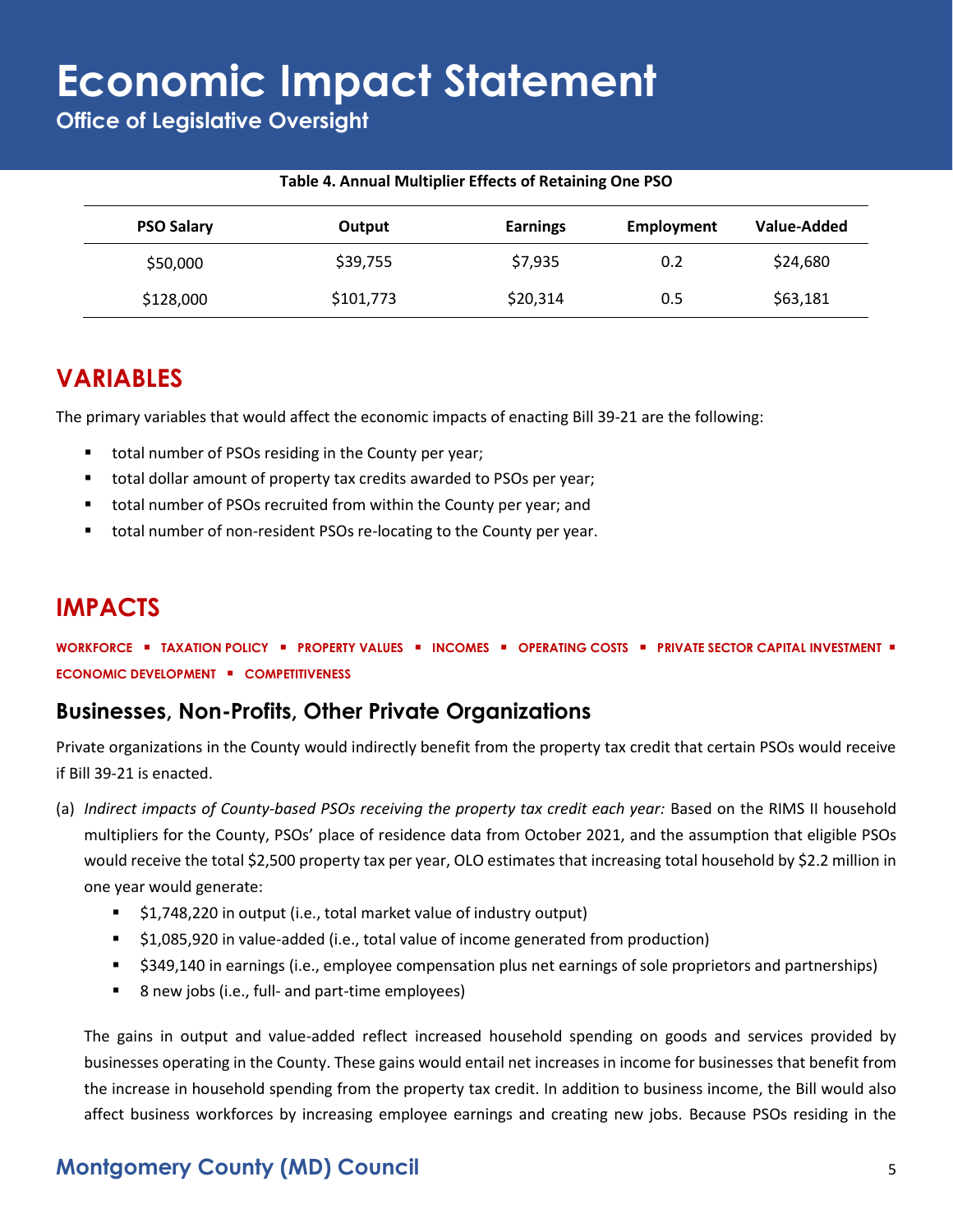**Table 4. Annual Multiplier Effects of Retaining One PSO**

| PSO Salary | Output | Earnings | Employment | Value-Added |
|---|---|---|---|---|
| $50,000 | $39,755 | $7,935 | 0.2 | $24,680 |
| $128,000 | $101,773 | $20,314 | 0.5 | $63,181 |

## VARIABLES

The primary variables that would affect the economic impacts of enacting Bill 39-21 are the following:

- total number of PSOs residing in the County per year;
- total dollar amount of property tax credits awarded to PSOs per year;
- total number of PSOs recruited from within the County per year; and
- total number of non-resident PSOs re-locating to the County per year.

## IMPACTS

**WORKFORCE ▪ TAXATION POLICY ▪ PROPERTY VALUES ▪ INCOMES ▪ OPERATING COSTS ▪ PRIVATE SECTOR CAPITAL INVESTMENT ▪ ECONOMIC DEVELOPMENT ▪ COMPETITIVENESS**

### Businesses, Non-Profits, Other Private Organizations

Private organizations in the County would indirectly benefit from the property tax credit that certain PSOs would receive if Bill 39-21 is enacted.

(a) *Indirect impacts of County-based PSOs receiving the property tax credit each year:* Based on the RIMS II household multipliers for the County, PSOs' place of residence data from October 2021, and the assumption that eligible PSOs would receive the total $2,500 property tax per year, OLO estimates that increasing total household by $2.2 million in one year would generate:

- $1,748,220 in output (i.e., total market value of industry output)
- $1,085,920 in value-added (i.e., total value of income generated from production)
- $349,140 in earnings (i.e., employee compensation plus net earnings of sole proprietors and partnerships)
- 8 new jobs (i.e., full- and part-time employees)

The gains in output and value-added reflect increased household spending on goods and services provided by businesses operating in the County. These gains would entail net increases in income for businesses that benefit from the increase in household spending from the property tax credit. In addition to business income, the Bill would also affect business workforces by increasing employee earnings and creating new jobs. Because PSOs residing in the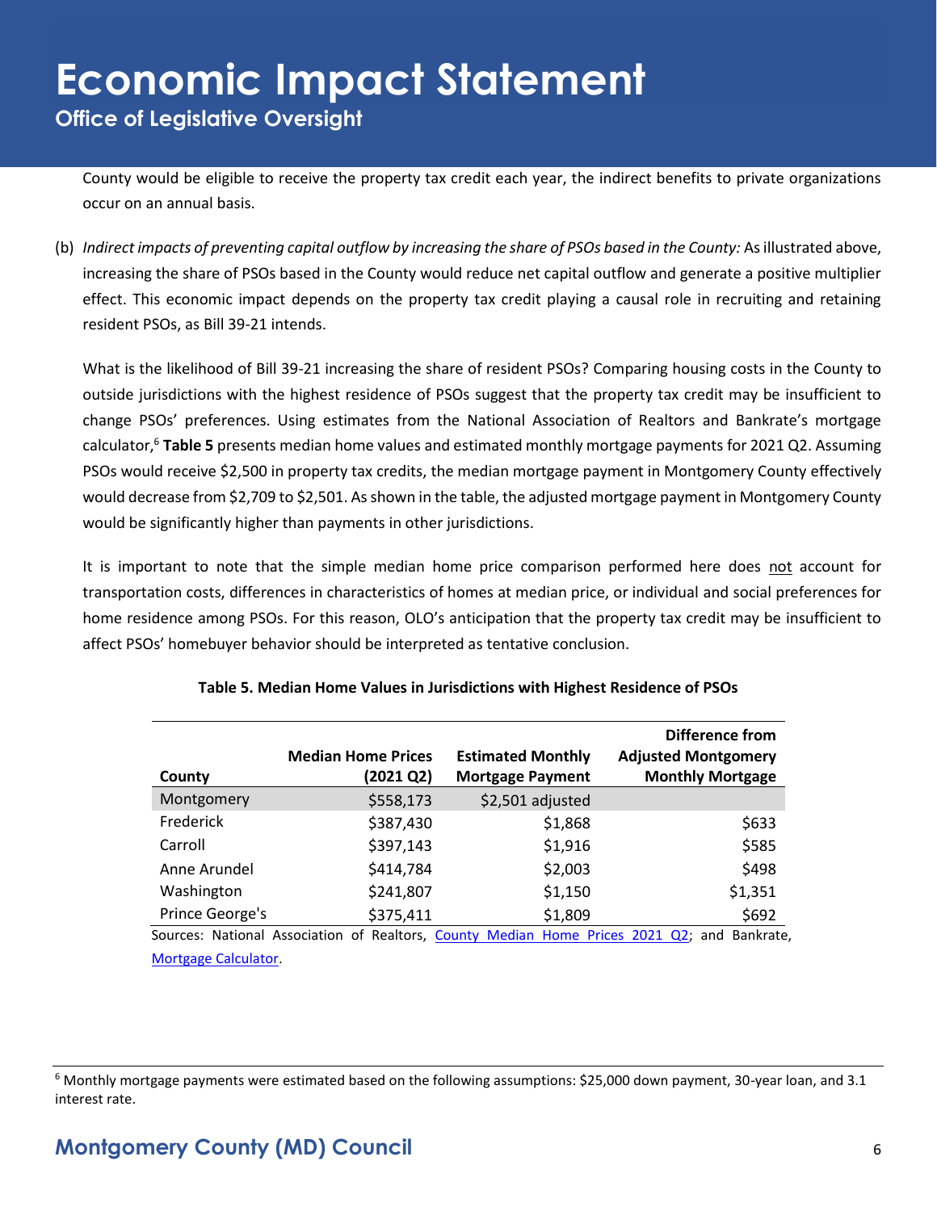County would be eligible to receive the property tax credit each year, the indirect benefits to private organizations occur on an annual basis.

(b) *Indirect impacts of preventing capital outflow by increasing the share of PSOs based in the County:* As illustrated above, increasing the share of PSOs based in the County would reduce net capital outflow and generate a positive multiplier effect. This economic impact depends on the property tax credit playing a causal role in recruiting and retaining resident PSOs, as Bill 39-21 intends.

What is the likelihood of Bill 39-21 increasing the share of resident PSOs? Comparing housing costs in the County to outside jurisdictions with the highest residence of PSOs suggest that the property tax credit may be insufficient to change PSOs' preferences. Using estimates from the National Association of Realtors and Bankrate's mortgage calculator,[6] **Table 5** presents median home values and estimated monthly mortgage payments for 2021 Q2. Assuming PSOs would receive $2,500 in property tax credits, the median mortgage payment in Montgomery County effectively would decrease from $2,709 to $2,501. As shown in the table, the adjusted mortgage payment in Montgomery County would be significantly higher than payments in other jurisdictions.

It is important to note that the simple median home price comparison performed here does not account for transportation costs, differences in characteristics of homes at median price, or individual and social preferences for home residence among PSOs. For this reason, OLO's anticipation that the property tax credit may be insufficient to affect PSOs' homebuyer behavior should be interpreted as tentative conclusion.

**Table 5. Median Home Values in Jurisdictions with Highest Residence of PSOs**

| County | Median Home Prices (2021 Q2) | Estimated Monthly Mortgage Payment | Difference from Adjusted Montgomery Monthly Mortgage |
|---|---|---|---|
| Montgomery | $558,173 | $2,501 adjusted | |
| Frederick | $387,430 | $1,868 | $633 |
| Carroll | $397,143 | $1,916 | $585 |
| Anne Arundel | $414,784 | $2,003 | $498 |
| Washington | $241,807 | $1,150 | $1,351 |
| Prince George's | $375,411 | $1,809 | $692 |

Sources: National Association of Realtors, County Median Home Prices 2021 Q2; and Bankrate, Mortgage Calculator.

[6] Monthly mortgage payments were estimated based on the following assumptions: $25,000 down payment, 30-year loan, and 3.1 interest rate.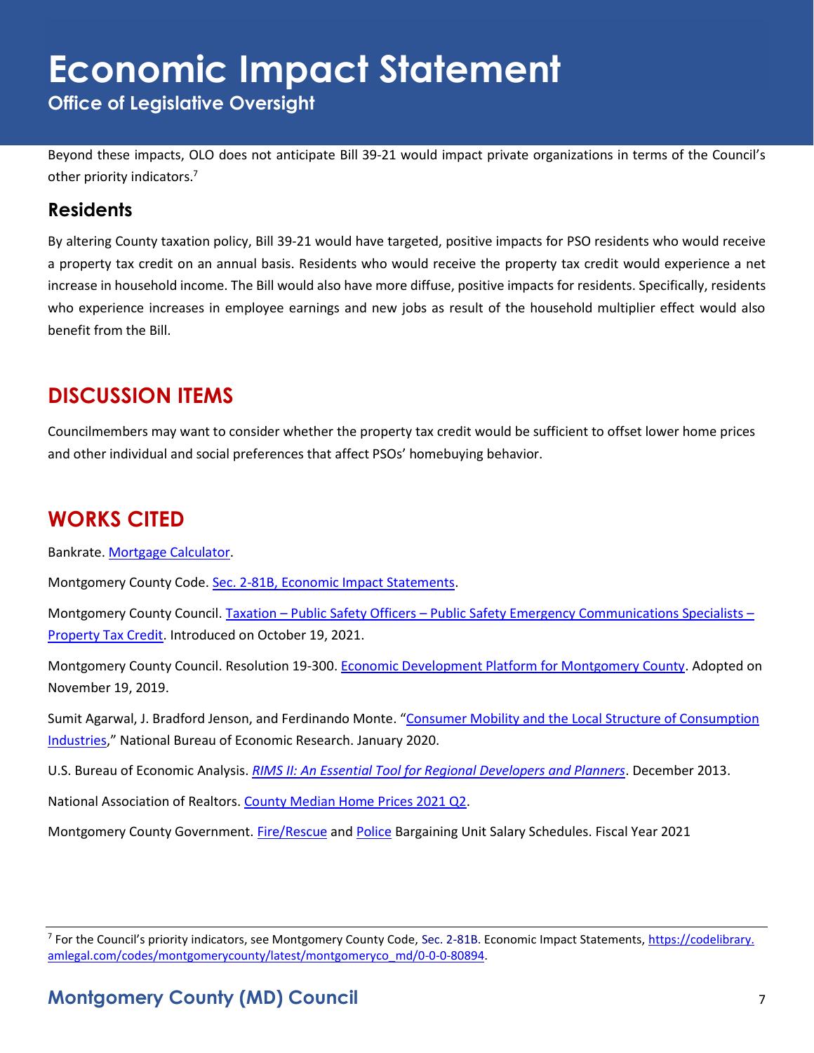Beyond these impacts, OLO does not anticipate Bill 39-21 would impact private organizations in terms of the Council's other priority indicators.[7]

## Residents

By altering County taxation policy, Bill 39-21 would have targeted, positive impacts for PSO residents who would receive a property tax credit on an annual basis. Residents who would receive the property tax credit would experience a net increase in household income. The Bill would also have more diffuse, positive impacts for residents. Specifically, residents who experience increases in employee earnings and new jobs as result of the household multiplier effect would also benefit from the Bill.

# DISCUSSION ITEMS

Councilmembers may want to consider whether the property tax credit would be sufficient to offset lower home prices and other individual and social preferences that affect PSOs' homebuying behavior.

# WORKS CITED

Bankrate. Mortgage Calculator.

Montgomery County Code. Sec. 2-81B, Economic Impact Statements.

Montgomery County Council. Taxation – Public Safety Officers – Public Safety Emergency Communications Specialists – Property Tax Credit. Introduced on October 19, 2021.

Montgomery County Council. Resolution 19-300. Economic Development Platform for Montgomery County. Adopted on November 19, 2019.

Sumit Agarwal, J. Bradford Jenson, and Ferdinando Monte. "Consumer Mobility and the Local Structure of Consumption Industries," National Bureau of Economic Research. January 2020.

U.S. Bureau of Economic Analysis. *RIMS II: An Essential Tool for Regional Developers and Planners*. December 2013.

National Association of Realtors. County Median Home Prices 2021 Q2.

Montgomery County Government. Fire/Rescue and Police Bargaining Unit Salary Schedules. Fiscal Year 2021

---

[7] For the Council's priority indicators, see Montgomery County Code, Sec. 2-81B. Economic Impact Statements, https://codelibrary.amlegal.com/codes/montgomerycounty/latest/montgomeryco_md/0-0-0-80894.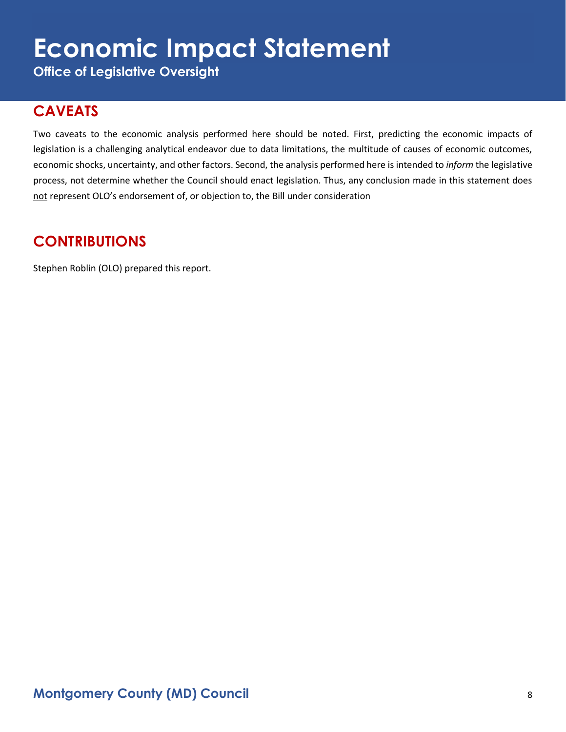## CAVEATS

Two caveats to the economic analysis performed here should be noted. First, predicting the economic impacts of legislation is a challenging analytical endeavor due to data limitations, the multitude of causes of economic outcomes, economic shocks, uncertainty, and other factors. Second, the analysis performed here is intended to *inform* the legislative process, not determine whether the Council should enact legislation. Thus, any conclusion made in this statement does <u>not</u> represent OLO's endorsement of, or objection to, the Bill under consideration

## CONTRIBUTIONS

Stephen Roblin (OLO) prepared this report.